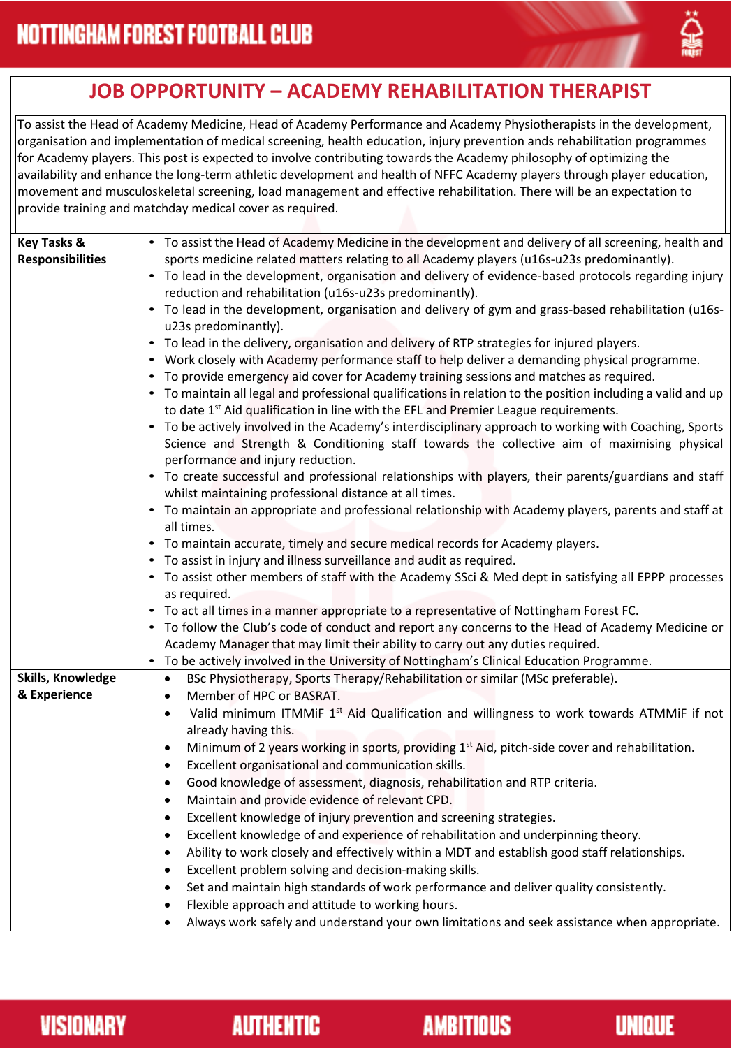# JOB OPPORTUNITY – ACADEMY REHABILITATION THERAPIST

To assist the Head of Academy Medicine, Head of Academy Performance and Academy Physiotherapists in the development, organisation and implementation of medical screening, health education, injury prevention ands rehabilitation programmes for Academy players. This post is expected to involve contributing towards the Academy philosophy of optimizing the availability and enhance the long-term athletic development and health of NFFC Academy players through player education, movement and musculoskeletal screening, load management and effective rehabilitation. There will be an expectation to provide training and matchday medical cover as required.

| | |
|---|---|
| **Key Tasks & Responsibilities** | • To assist the Head of Academy Medicine in the development and delivery of all screening, health and sports medicine related matters relating to all Academy players (u16s-u23s predominantly).<br>• To lead in the development, organisation and delivery of evidence-based protocols regarding injury reduction and rehabilitation (u16s-u23s predominantly).<br>• To lead in the development, organisation and delivery of gym and grass-based rehabilitation (u16s-u23s predominantly).<br>• To lead in the delivery, organisation and delivery of RTP strategies for injured players.<br>• Work closely with Academy performance staff to help deliver a demanding physical programme.<br>• To provide emergency aid cover for Academy training sessions and matches as required.<br>• To maintain all legal and professional qualifications in relation to the position including a valid and up to date 1st Aid qualification in line with the EFL and Premier League requirements.<br>• To be actively involved in the Academy's interdisciplinary approach to working with Coaching, Sports Science and Strength & Conditioning staff towards the collective aim of maximising physical performance and injury reduction.<br>• To create successful and professional relationships with players, their parents/guardians and staff whilst maintaining professional distance at all times.<br>• To maintain an appropriate and professional relationship with Academy players, parents and staff at all times.<br>• To maintain accurate, timely and secure medical records for Academy players.<br>• To assist in injury and illness surveillance and audit as required.<br>• To assist other members of staff with the Academy SSci & Med dept in satisfying all EPPP processes as required.<br>• To act all times in a manner appropriate to a representative of Nottingham Forest FC.<br>• To follow the Club's code of conduct and report any concerns to the Head of Academy Medicine or Academy Manager that may limit their ability to carry out any duties required.<br>• To be actively involved in the University of Nottingham's Clinical Education Programme. |
| **Skills, Knowledge & Experience** | • BSc Physiotherapy, Sports Therapy/Rehabilitation or similar (MSc preferable).<br>• Member of HPC or BASRAT.<br>• Valid minimum ITMMiF 1st Aid Qualification and willingness to work towards ATMMiF if not already having this.<br>• Minimum of 2 years working in sports, providing 1st Aid, pitch-side cover and rehabilitation.<br>• Excellent organisational and communication skills.<br>• Good knowledge of assessment, diagnosis, rehabilitation and RTP criteria.<br>• Maintain and provide evidence of relevant CPD.<br>• Excellent knowledge of injury prevention and screening strategies.<br>• Excellent knowledge of and experience of rehabilitation and underpinning theory.<br>• Ability to work closely and effectively within a MDT and establish good staff relationships.<br>• Excellent problem solving and decision-making skills.<br>• Set and maintain high standards of work performance and deliver quality consistently.<br>• Flexible approach and attitude to working hours.<br>• Always work safely and understand your own limitations and seek assistance when appropriate. |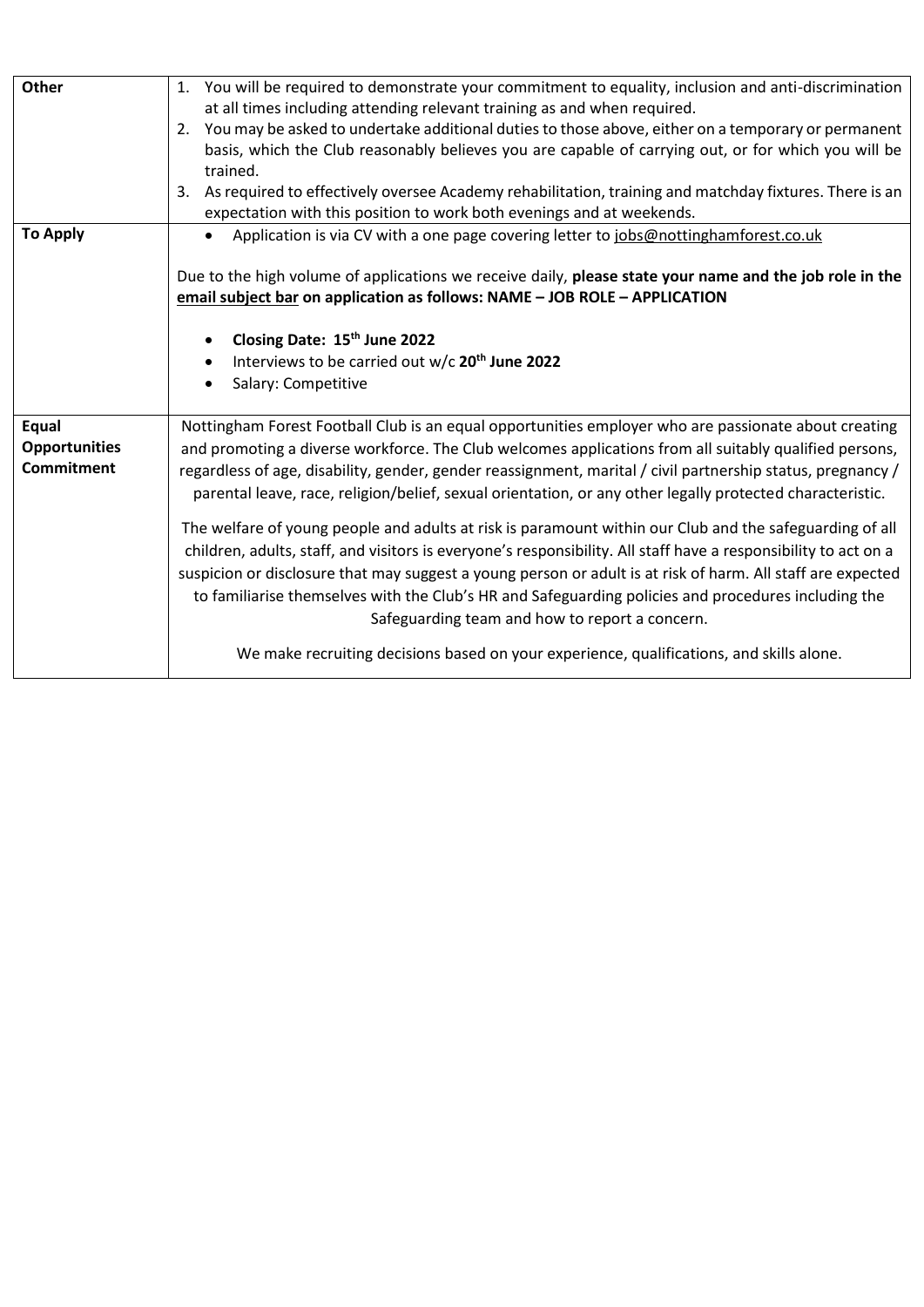| | |
|---|---|
| **Other** | 1. You will be required to demonstrate your commitment to equality, inclusion and anti-discrimination at all times including attending relevant training as and when required.<br>2. You may be asked to undertake additional duties to those above, either on a temporary or permanent basis, which the Club reasonably believes you are capable of carrying out, or for which you will be trained.<br>3. As required to effectively oversee Academy rehabilitation, training and matchday fixtures. There is an expectation with this position to work both evenings and at weekends. |
| **To Apply** | • Application is via CV with a one page covering letter to jobs@nottinghamforest.co.uk<br><br>Due to the high volume of applications we receive daily, **please state your name and the job role in the <u>email subject bar</u> on application as follows: NAME – JOB ROLE – APPLICATION**<br><br>• **Closing Date: 15th June 2022**<br>• Interviews to be carried out w/c **20th June 2022**<br>• Salary: Competitive |
| **Equal Opportunities Commitment** | Nottingham Forest Football Club is an equal opportunities employer who are passionate about creating and promoting a diverse workforce. The Club welcomes applications from all suitably qualified persons, regardless of age, disability, gender, gender reassignment, marital / civil partnership status, pregnancy / parental leave, race, religion/belief, sexual orientation, or any other legally protected characteristic.<br><br>The welfare of young people and adults at risk is paramount within our Club and the safeguarding of all children, adults, staff, and visitors is everyone's responsibility. All staff have a responsibility to act on a suspicion or disclosure that may suggest a young person or adult is at risk of harm. All staff are expected to familiarise themselves with the Club's HR and Safeguarding policies and procedures including the Safeguarding team and how to report a concern.<br><br>We make recruiting decisions based on your experience, qualifications, and skills alone. |